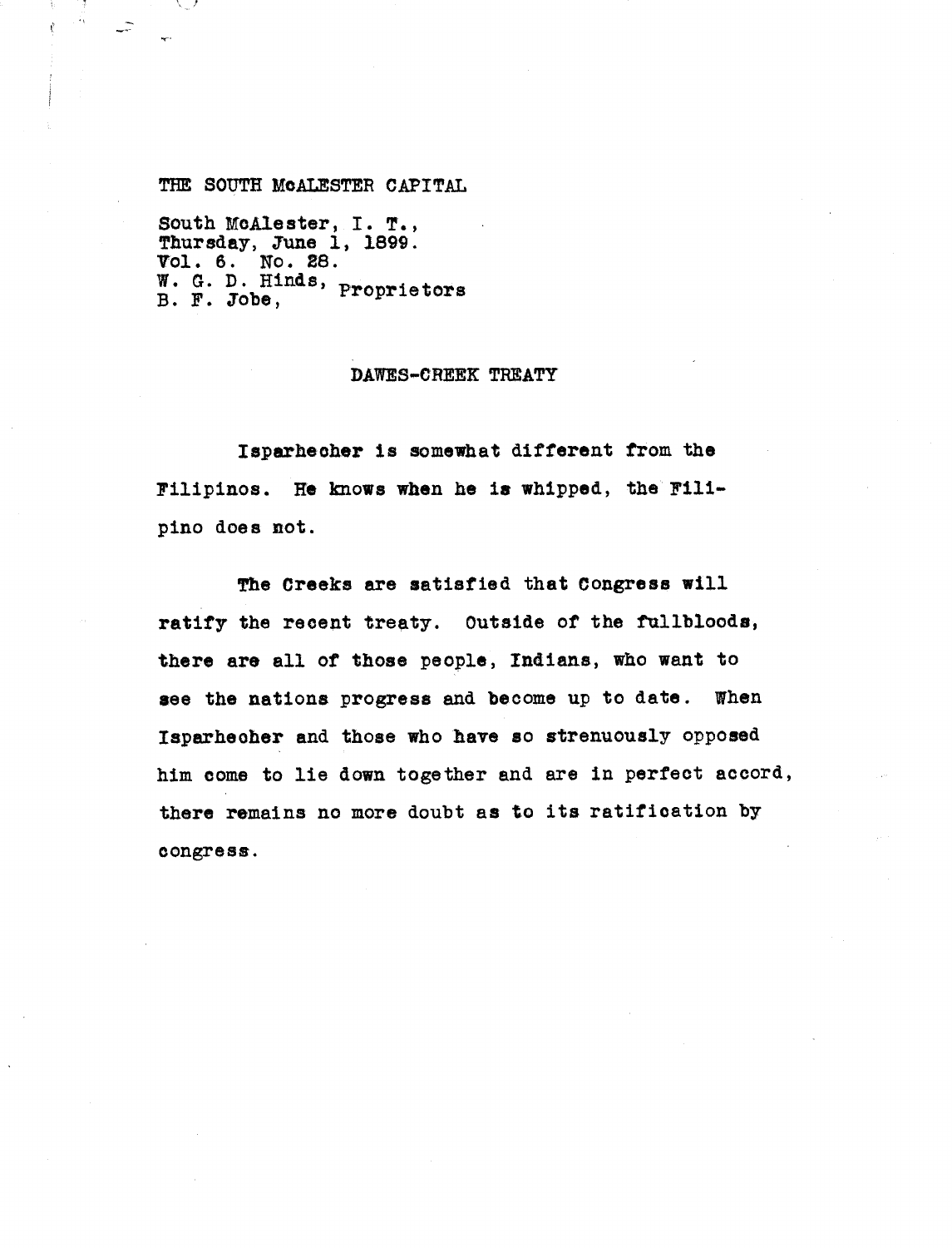THE SOUTH McALESTER CAPITAL

South McAlester, I. T.,
Thursday, June 1, 1899.
Vol. 6. No. 28.
W. G. D. Hinds, B. F. Jobe, Proprietors

## DAWES-CREEK TREATY

Isparhecher is somewhat different from the Filipinos. He knows when he is whipped, the Filipino does not.

The Creeks are satisfied that Congress will ratify the recent treaty. Outside of the fullbloods, there are all of those people, Indians, who want to see the nations progress and become up to date. When Isparhecher and those who have so strenuously opposed him come to lie down together and are in perfect accord, there remains no more doubt as to its ratification by congress.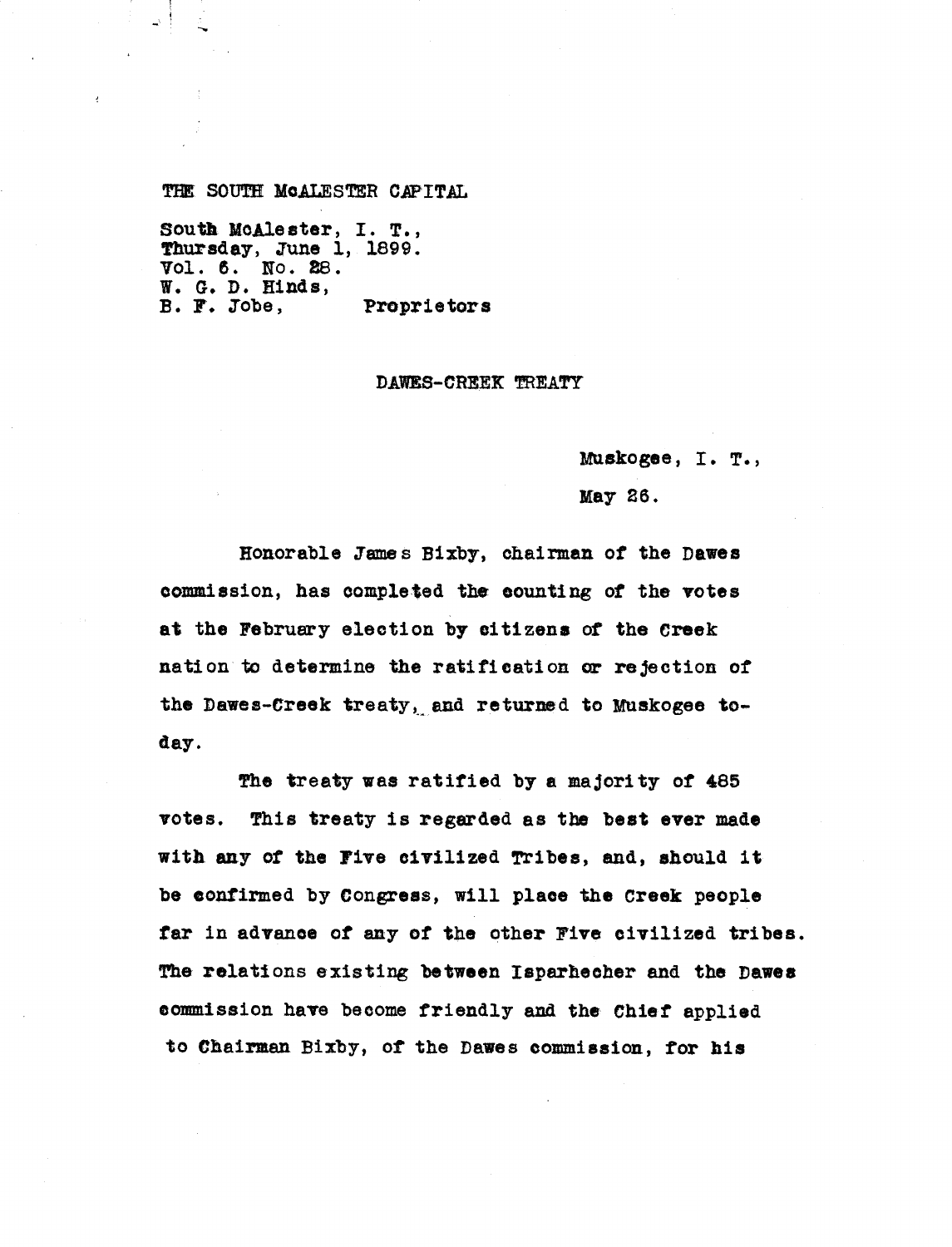THE SOUTH McALESTER CAPITAL

South McAlester, I. T.,
Thursday, June 1, 1899.
Vol. 6. No. 28.
W. G. D. Hinds,
B. F. Jobe, Proprietors

## DAWES-CREEK TREATY

Muskogee, I. T.,

May 26.

Honorable James Bixby, chairman of the Dawes commission, has completed the counting of the votes at the February election by citizens of the Creek nation to determine the ratification or rejection of the Dawes-Creek treaty, and returned to Muskogee today.

The treaty was ratified by a majority of 485 votes. This treaty is regarded as the best ever made with any of the Five civilized Tribes, and, should it be confirmed by Congress, will place the Creek people far in advance of any of the other Five civilized tribes. The relations existing between Isparhecher and the Dawes commission have become friendly and the Chief applied to Chairman Bixby, of the Dawes commission, for his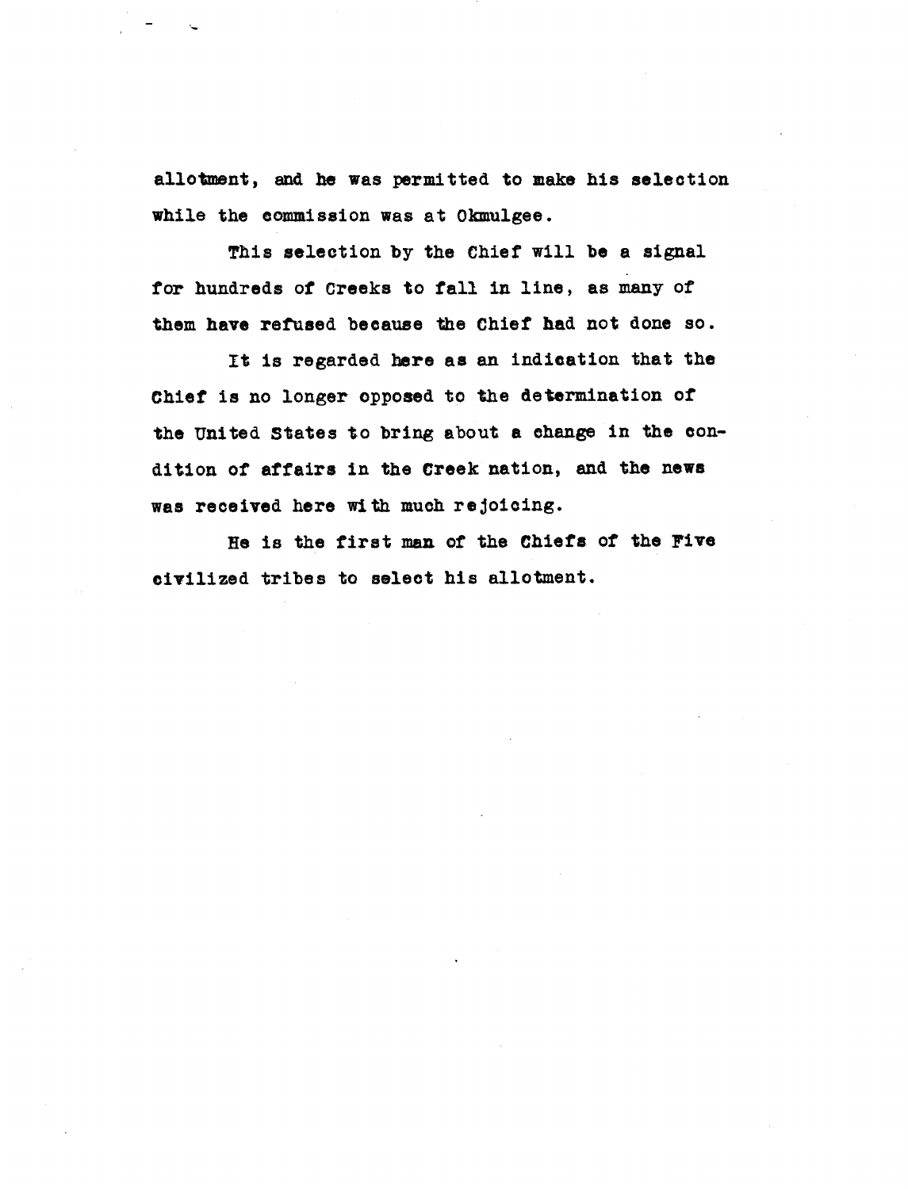allotment, and he was permitted to make his selection while the commission was at Okmulgee.

This selection by the Chief will be a signal for hundreds of Creeks to fall in line, as many of them have refused because the Chief had not done so.

It is regarded here as an indication that the Chief is no longer opposed to the determination of the United States to bring about a change in the condition of affairs in the Creek nation, and the news was received here with much rejoicing.

He is the first man of the Chiefs of the Five civilized tribes to select his allotment.